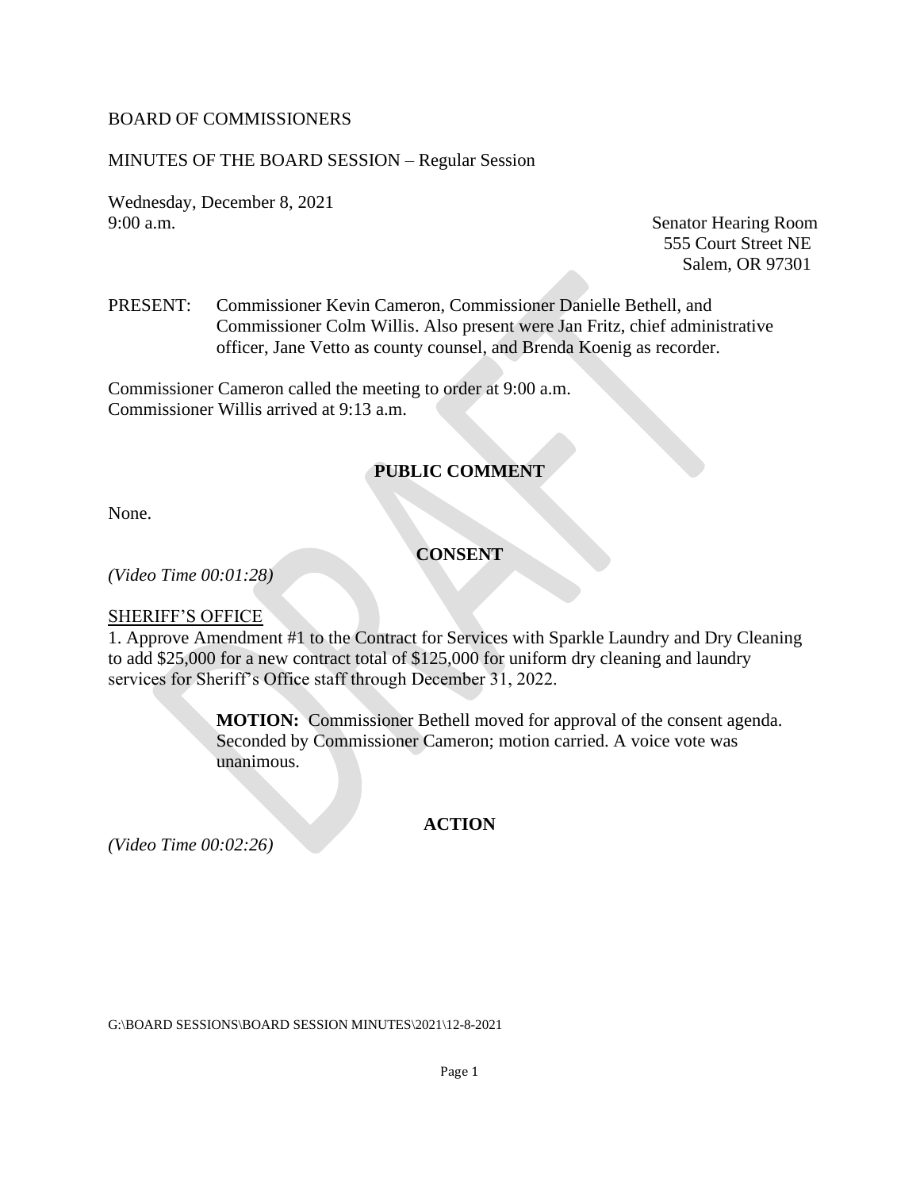BOARD OF COMMISSIONERS

MINUTES OF THE BOARD SESSION – Regular Session

Wednesday, December 8, 2021
9:00 a.m.

Senator Hearing Room
555 Court Street NE
Salem, OR 97301

PRESENT: Commissioner Kevin Cameron, Commissioner Danielle Bethell, and Commissioner Colm Willis. Also present were Jan Fritz, chief administrative officer, Jane Vetto as county counsel, and Brenda Koenig as recorder.

Commissioner Cameron called the meeting to order at 9:00 a.m.
Commissioner Willis arrived at 9:13 a.m.

## PUBLIC COMMENT

None.

## CONSENT

*(Video Time 00:01:28)*

SHERIFF'S OFFICE

1. Approve Amendment #1 to the Contract for Services with Sparkle Laundry and Dry Cleaning to add $25,000 for a new contract total of $125,000 for uniform dry cleaning and laundry services for Sheriff's Office staff through December 31, 2022.

> **MOTION:** Commissioner Bethell moved for approval of the consent agenda. Seconded by Commissioner Cameron; motion carried. A voice vote was unanimous.

## ACTION

*(Video Time 00:02:26)*

G:\BOARD SESSIONS\BOARD SESSION MINUTES\2021\12-8-2021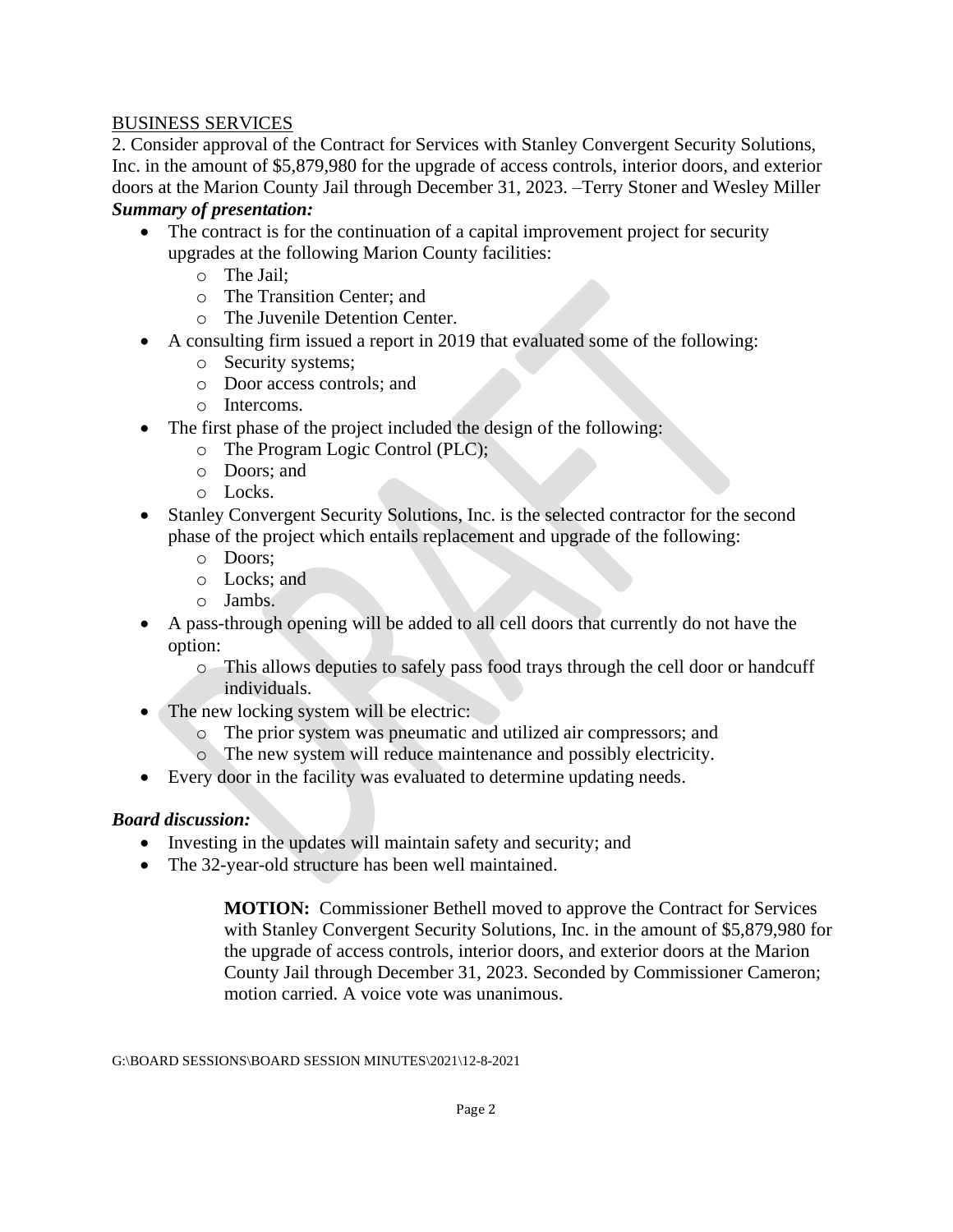<u>BUSINESS SERVICES</u>

2. Consider approval of the Contract for Services with Stanley Convergent Security Solutions, Inc. in the amount of $5,879,980 for the upgrade of access controls, interior doors, and exterior doors at the Marion County Jail through December 31, 2023. –Terry Stoner and Wesley Miller

***Summary of presentation:***

- The contract is for the continuation of a capital improvement project for security upgrades at the following Marion County facilities:
  - The Jail;
  - The Transition Center; and
  - The Juvenile Detention Center.
- A consulting firm issued a report in 2019 that evaluated some of the following:
  - Security systems;
  - Door access controls; and
  - Intercoms.
- The first phase of the project included the design of the following:
  - The Program Logic Control (PLC);
  - Doors; and
  - Locks.
- Stanley Convergent Security Solutions, Inc. is the selected contractor for the second phase of the project which entails replacement and upgrade of the following:
  - Doors;
  - Locks; and
  - Jambs.
- A pass-through opening will be added to all cell doors that currently do not have the option:
  - This allows deputies to safely pass food trays through the cell door or handcuff individuals.
- The new locking system will be electric:
  - The prior system was pneumatic and utilized air compressors; and
  - The new system will reduce maintenance and possibly electricity.
- Every door in the facility was evaluated to determine updating needs.

***Board discussion:***

- Investing in the updates will maintain safety and security; and
- The 32-year-old structure has been well maintained.

> **MOTION:** Commissioner Bethell moved to approve the Contract for Services with Stanley Convergent Security Solutions, Inc. in the amount of $5,879,980 for the upgrade of access controls, interior doors, and exterior doors at the Marion County Jail through December 31, 2023. Seconded by Commissioner Cameron; motion carried. A voice vote was unanimous.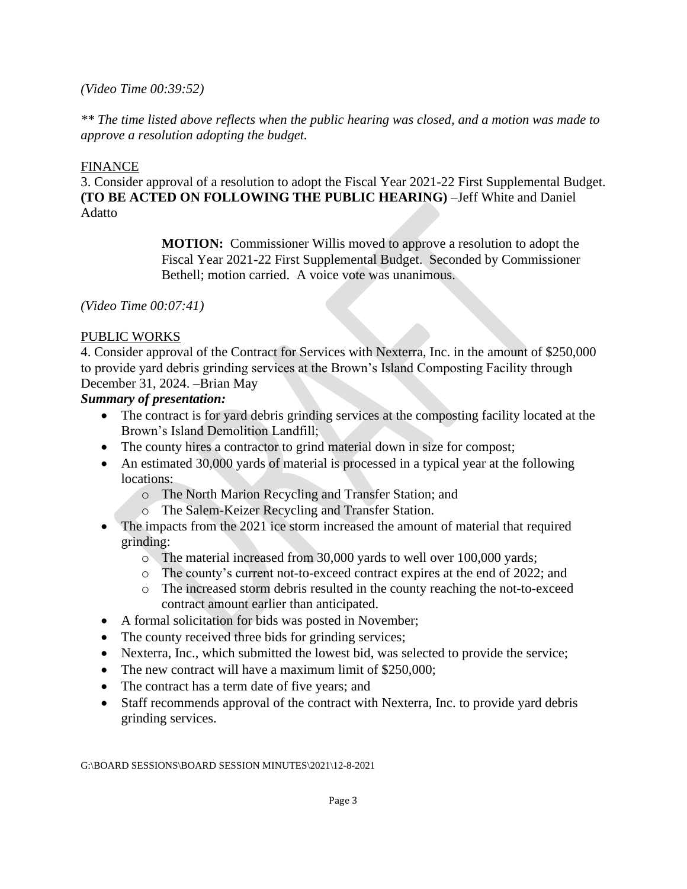*(Video Time 00:39:52)*

*\*\* The time listed above reflects when the public hearing was closed, and a motion was made to approve a resolution adopting the budget.*

FINANCE

3. Consider approval of a resolution to adopt the Fiscal Year 2021-22 First Supplemental Budget. **(TO BE ACTED ON FOLLOWING THE PUBLIC HEARING)** –Jeff White and Daniel Adatto

> **MOTION:** Commissioner Willis moved to approve a resolution to adopt the Fiscal Year 2021-22 First Supplemental Budget. Seconded by Commissioner Bethell; motion carried. A voice vote was unanimous.

*(Video Time 00:07:41)*

PUBLIC WORKS

4. Consider approval of the Contract for Services with Nexterra, Inc. in the amount of $250,000 to provide yard debris grinding services at the Brown's Island Composting Facility through December 31, 2024. –Brian May

***Summary of presentation:***

- The contract is for yard debris grinding services at the composting facility located at the Brown's Island Demolition Landfill;
- The county hires a contractor to grind material down in size for compost;
- An estimated 30,000 yards of material is processed in a typical year at the following locations:
  - The North Marion Recycling and Transfer Station; and
  - The Salem-Keizer Recycling and Transfer Station.
- The impacts from the 2021 ice storm increased the amount of material that required grinding:
  - The material increased from 30,000 yards to well over 100,000 yards;
  - The county's current not-to-exceed contract expires at the end of 2022; and
  - The increased storm debris resulted in the county reaching the not-to-exceed contract amount earlier than anticipated.
- A formal solicitation for bids was posted in November;
- The county received three bids for grinding services;
- Nexterra, Inc., which submitted the lowest bid, was selected to provide the service;
- The new contract will have a maximum limit of $250,000;
- The contract has a term date of five years; and
- Staff recommends approval of the contract with Nexterra, Inc. to provide yard debris grinding services.

G:\BOARD SESSIONS\BOARD SESSION MINUTES\2021\12-8-2021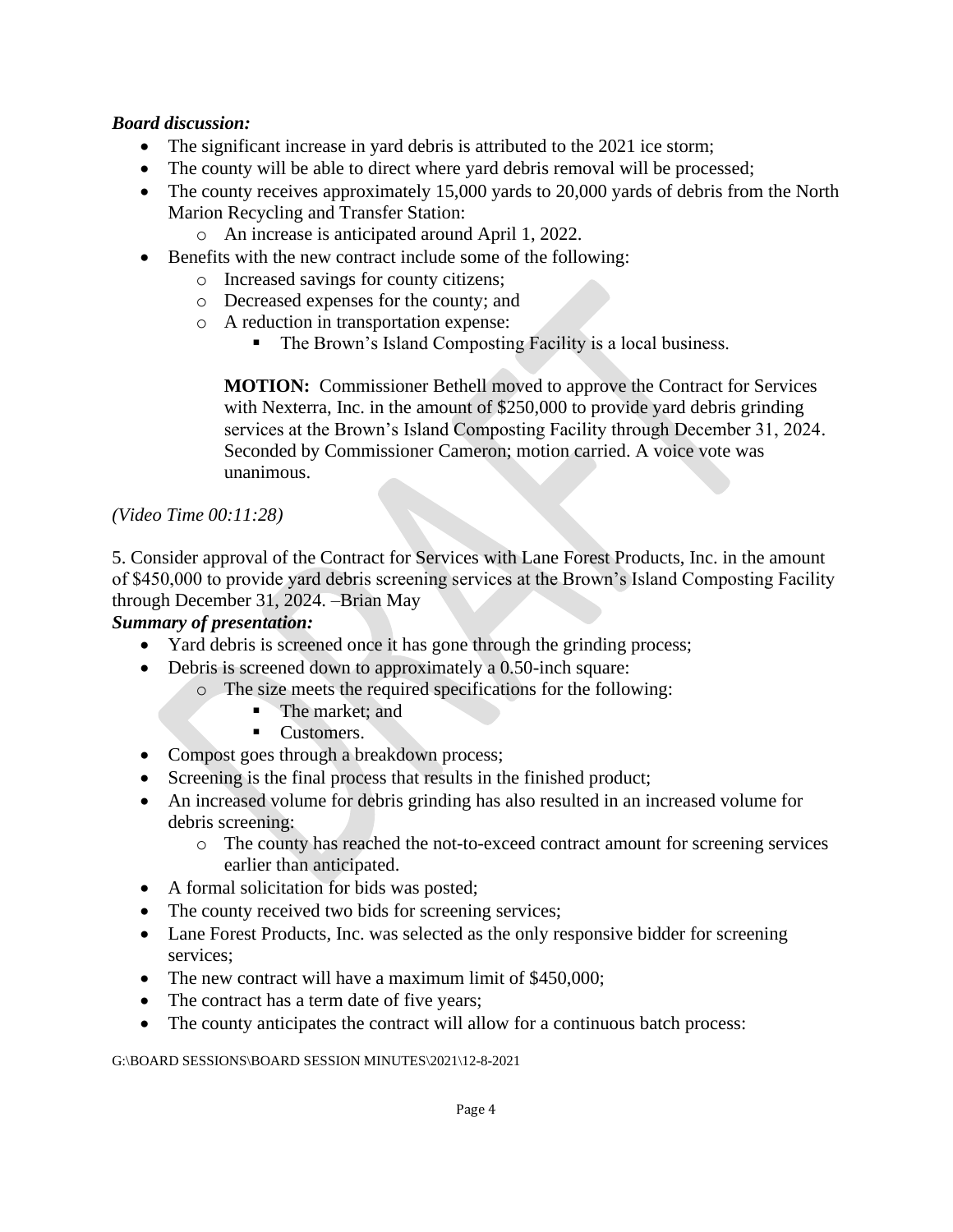***Board discussion:***

- The significant increase in yard debris is attributed to the 2021 ice storm;
- The county will be able to direct where yard debris removal will be processed;
- The county receives approximately 15,000 yards to 20,000 yards of debris from the North Marion Recycling and Transfer Station:
  - An increase is anticipated around April 1, 2022.
- Benefits with the new contract include some of the following:
  - Increased savings for county citizens;
  - Decreased expenses for the county; and
  - A reduction in transportation expense:
    - The Brown's Island Composting Facility is a local business.

> **MOTION:** Commissioner Bethell moved to approve the Contract for Services with Nexterra, Inc. in the amount of $250,000 to provide yard debris grinding services at the Brown's Island Composting Facility through December 31, 2024. Seconded by Commissioner Cameron; motion carried. A voice vote was unanimous.

*(Video Time 00:11:28)*

5. Consider approval of the Contract for Services with Lane Forest Products, Inc. in the amount of $450,000 to provide yard debris screening services at the Brown's Island Composting Facility through December 31, 2024. –Brian May

***Summary of presentation:***

- Yard debris is screened once it has gone through the grinding process;
- Debris is screened down to approximately a 0.50-inch square:
  - The size meets the required specifications for the following:
    - The market; and
    - Customers.
- Compost goes through a breakdown process;
- Screening is the final process that results in the finished product;
- An increased volume for debris grinding has also resulted in an increased volume for debris screening:
  - The county has reached the not-to-exceed contract amount for screening services earlier than anticipated.
- A formal solicitation for bids was posted;
- The county received two bids for screening services;
- Lane Forest Products, Inc. was selected as the only responsive bidder for screening services;
- The new contract will have a maximum limit of $450,000;
- The contract has a term date of five years;
- The county anticipates the contract will allow for a continuous batch process:

G:\BOARD SESSIONS\BOARD SESSION MINUTES\2021\12-8-2021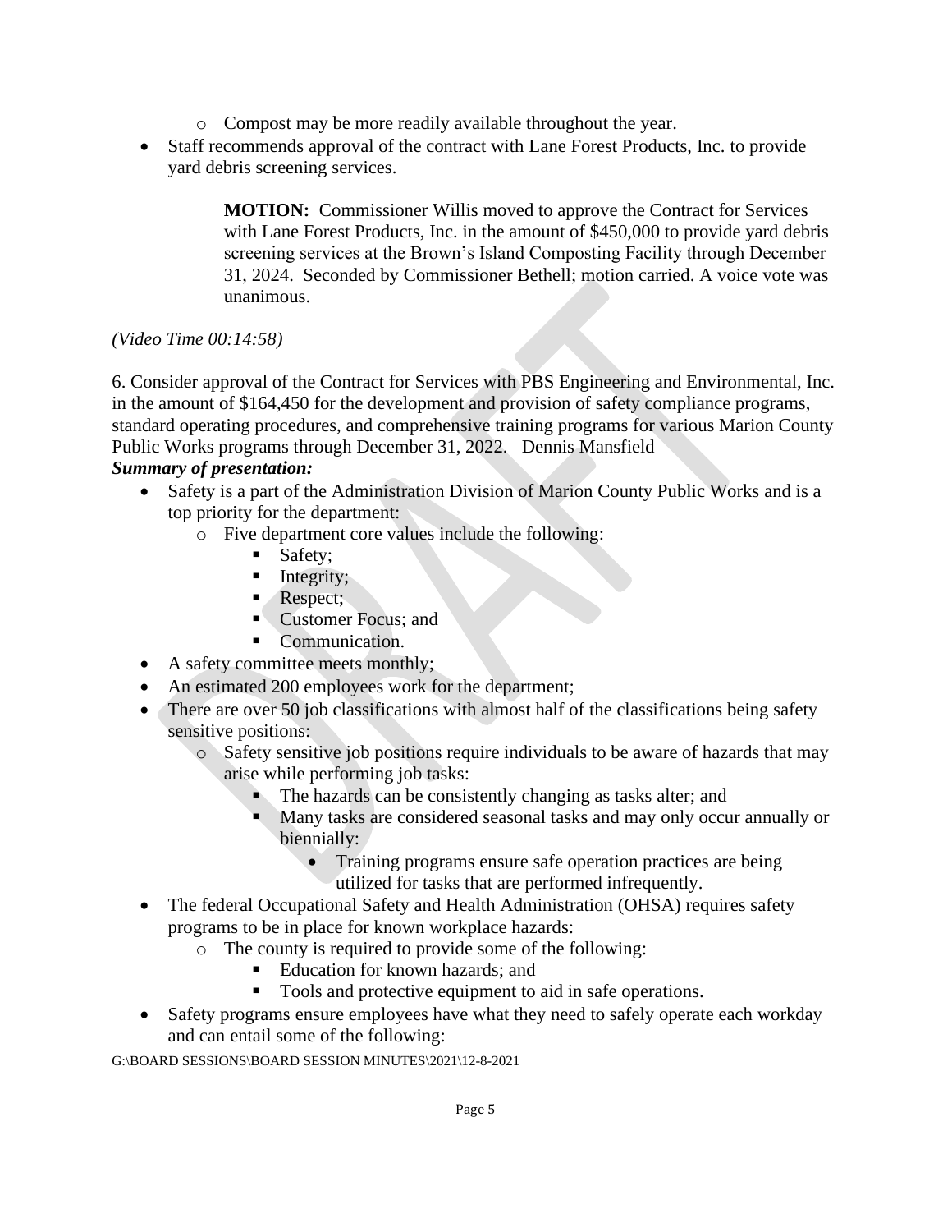- Compost may be more readily available throughout the year.
- Staff recommends approval of the contract with Lane Forest Products, Inc. to provide yard debris screening services.

> **MOTION:** Commissioner Willis moved to approve the Contract for Services with Lane Forest Products, Inc. in the amount of $450,000 to provide yard debris screening services at the Brown's Island Composting Facility through December 31, 2024. Seconded by Commissioner Bethell; motion carried. A voice vote was unanimous.

*(Video Time 00:14:58)*

6. Consider approval of the Contract for Services with PBS Engineering and Environmental, Inc. in the amount of $164,450 for the development and provision of safety compliance programs, standard operating procedures, and comprehensive training programs for various Marion County Public Works programs through December 31, 2022. –Dennis Mansfield

***Summary of presentation:***

- Safety is a part of the Administration Division of Marion County Public Works and is a top priority for the department:
  - Five department core values include the following:
    - Safety;
    - Integrity;
    - Respect;
    - Customer Focus; and
    - Communication.
- A safety committee meets monthly;
- An estimated 200 employees work for the department;
- There are over 50 job classifications with almost half of the classifications being safety sensitive positions:
  - Safety sensitive job positions require individuals to be aware of hazards that may arise while performing job tasks:
    - The hazards can be consistently changing as tasks alter; and
    - Many tasks are considered seasonal tasks and may only occur annually or biennially:
      - Training programs ensure safe operation practices are being utilized for tasks that are performed infrequently.
- The federal Occupational Safety and Health Administration (OHSA) requires safety programs to be in place for known workplace hazards:
  - The county is required to provide some of the following:
    - Education for known hazards; and
    - Tools and protective equipment to aid in safe operations.
- Safety programs ensure employees have what they need to safely operate each workday and can entail some of the following:

G:\BOARD SESSIONS\BOARD SESSION MINUTES\2021\12-8-2021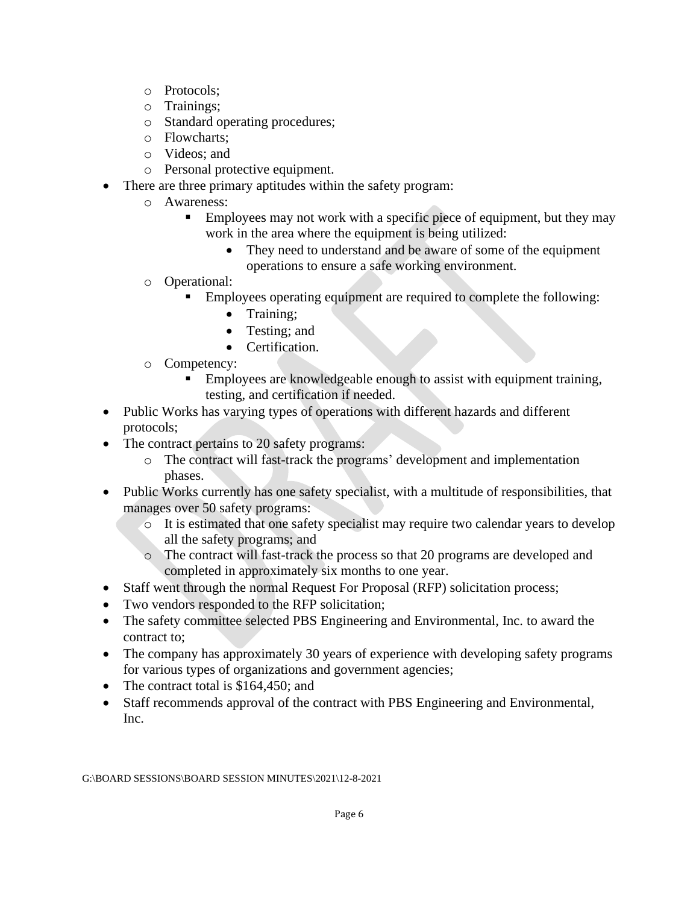- Protocols;
    - Trainings;
    - Standard operating procedures;
    - Flowcharts;
    - Videos; and
    - Personal protective equipment.
- There are three primary aptitudes within the safety program:
    - Awareness:
        - Employees may not work with a specific piece of equipment, but they may work in the area where the equipment is being utilized:
            - They need to understand and be aware of some of the equipment operations to ensure a safe working environment.
    - Operational:
        - Employees operating equipment are required to complete the following:
            - Training;
            - Testing; and
            - Certification.
    - Competency:
        - Employees are knowledgeable enough to assist with equipment training, testing, and certification if needed.
- Public Works has varying types of operations with different hazards and different protocols;
- The contract pertains to 20 safety programs:
    - The contract will fast-track the programs' development and implementation phases.
- Public Works currently has one safety specialist, with a multitude of responsibilities, that manages over 50 safety programs:
    - It is estimated that one safety specialist may require two calendar years to develop all the safety programs; and
    - The contract will fast-track the process so that 20 programs are developed and completed in approximately six months to one year.
- Staff went through the normal Request For Proposal (RFP) solicitation process;
- Two vendors responded to the RFP solicitation;
- The safety committee selected PBS Engineering and Environmental, Inc. to award the contract to;
- The company has approximately 30 years of experience with developing safety programs for various types of organizations and government agencies;
- The contract total is $164,450; and
- Staff recommends approval of the contract with PBS Engineering and Environmental, Inc.

G:\BOARD SESSIONS\BOARD SESSION MINUTES\2021\12-8-2021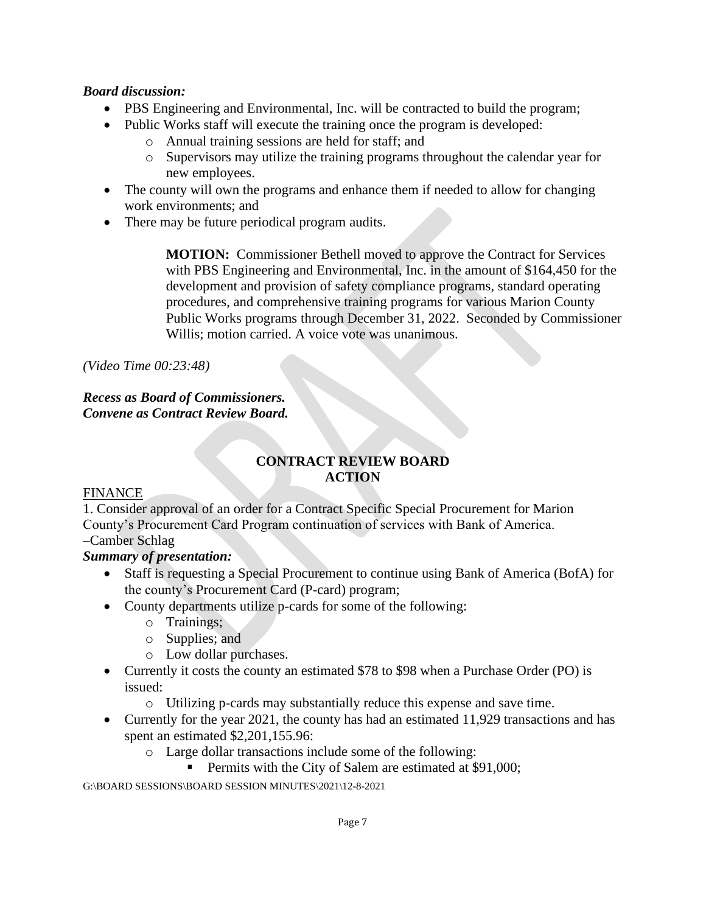***Board discussion:***

- PBS Engineering and Environmental, Inc. will be contracted to build the program;
- Public Works staff will execute the training once the program is developed:
    - Annual training sessions are held for staff; and
    - Supervisors may utilize the training programs throughout the calendar year for new employees.
- The county will own the programs and enhance them if needed to allow for changing work environments; and
- There may be future periodical program audits.

> **MOTION:** Commissioner Bethell moved to approve the Contract for Services with PBS Engineering and Environmental, Inc. in the amount of $164,450 for the development and provision of safety compliance programs, standard operating procedures, and comprehensive training programs for various Marion County Public Works programs through December 31, 2022. Seconded by Commissioner Willis; motion carried. A voice vote was unanimous.

*(Video Time 00:23:48)*

***Recess as Board of Commissioners.***
***Convene as Contract Review Board.***

## CONTRACT REVIEW BOARD
## ACTION

FINANCE

1. Consider approval of an order for a Contract Specific Special Procurement for Marion County's Procurement Card Program continuation of services with Bank of America. –Camber Schlag

***Summary of presentation:***

- Staff is requesting a Special Procurement to continue using Bank of America (BofA) for the county's Procurement Card (P-card) program;
- County departments utilize p-cards for some of the following:
    - Trainings;
    - Supplies; and
    - Low dollar purchases.
- Currently it costs the county an estimated $78 to $98 when a Purchase Order (PO) is issued:
    - Utilizing p-cards may substantially reduce this expense and save time.
- Currently for the year 2021, the county has had an estimated 11,929 transactions and has spent an estimated $2,201,155.96:
    - Large dollar transactions include some of the following:
        - Permits with the City of Salem are estimated at $91,000;

G:\BOARD SESSIONS\BOARD SESSION MINUTES\2021\12-8-2021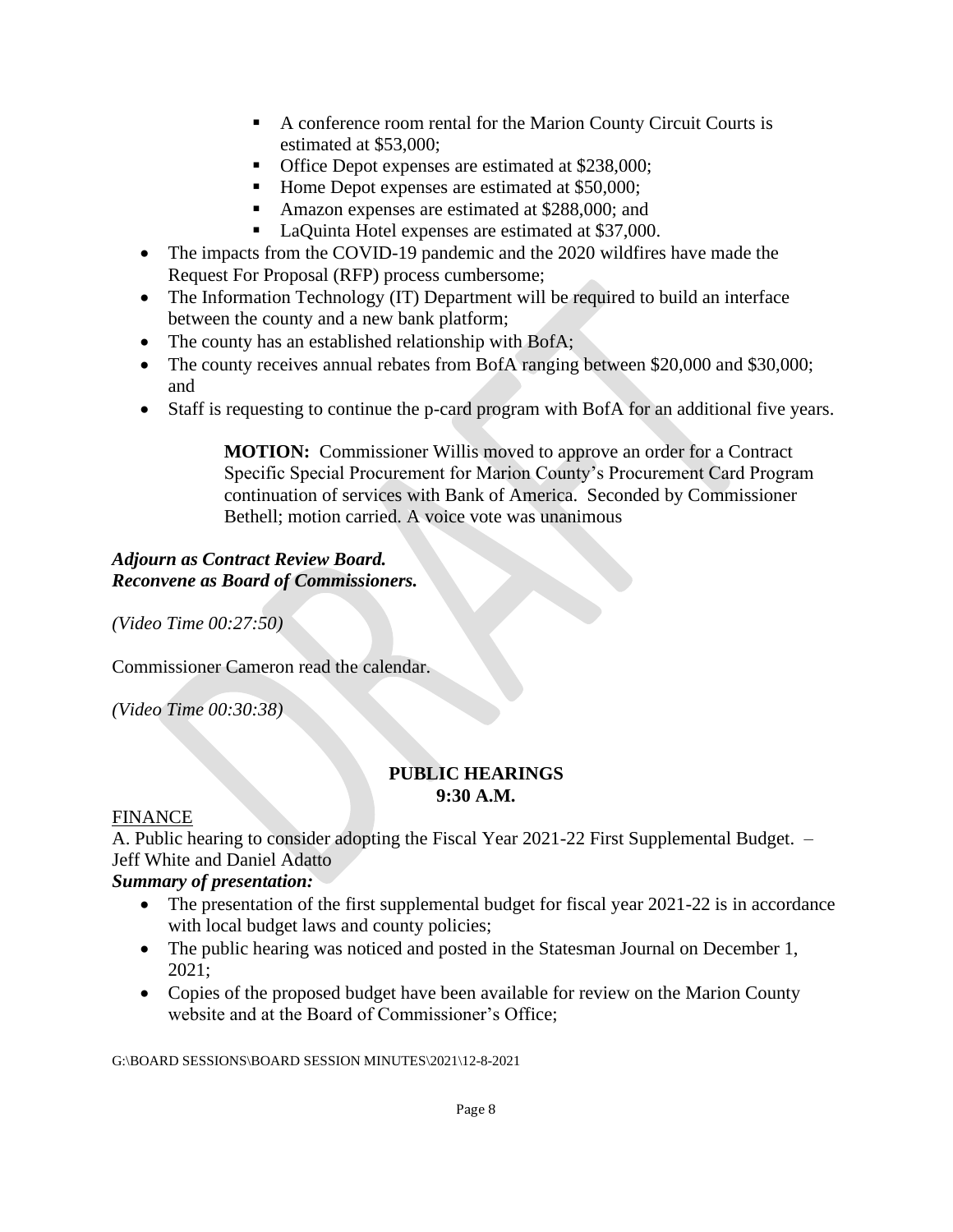- A conference room rental for the Marion County Circuit Courts is estimated at $53,000;
   - Office Depot expenses are estimated at $238,000;
   - Home Depot expenses are estimated at $50,000;
   - Amazon expenses are estimated at $288,000; and
   - LaQuinta Hotel expenses are estimated at $37,000.
- The impacts from the COVID-19 pandemic and the 2020 wildfires have made the Request For Proposal (RFP) process cumbersome;
- The Information Technology (IT) Department will be required to build an interface between the county and a new bank platform;
- The county has an established relationship with BofA;
- The county receives annual rebates from BofA ranging between $20,000 and $30,000; and
- Staff is requesting to continue the p-card program with BofA for an additional five years.

> **MOTION:** Commissioner Willis moved to approve an order for a Contract Specific Special Procurement for Marion County's Procurement Card Program continuation of services with Bank of America. Seconded by Commissioner Bethell; motion carried. A voice vote was unanimous

***Adjourn as Contract Review Board.***
***Reconvene as Board of Commissioners.***

*(Video Time 00:27:50)*

Commissioner Cameron read the calendar.

*(Video Time 00:30:38)*

**PUBLIC HEARINGS**
**9:30 A.M.**

<u>FINANCE</u>

A. Public hearing to consider adopting the Fiscal Year 2021-22 First Supplemental Budget. – Jeff White and Daniel Adatto

***Summary of presentation:***

- The presentation of the first supplemental budget for fiscal year 2021-22 is in accordance with local budget laws and county policies;
- The public hearing was noticed and posted in the Statesman Journal on December 1, 2021;
- Copies of the proposed budget have been available for review on the Marion County website and at the Board of Commissioner's Office;

G:\BOARD SESSIONS\BOARD SESSION MINUTES\2021\12-8-2021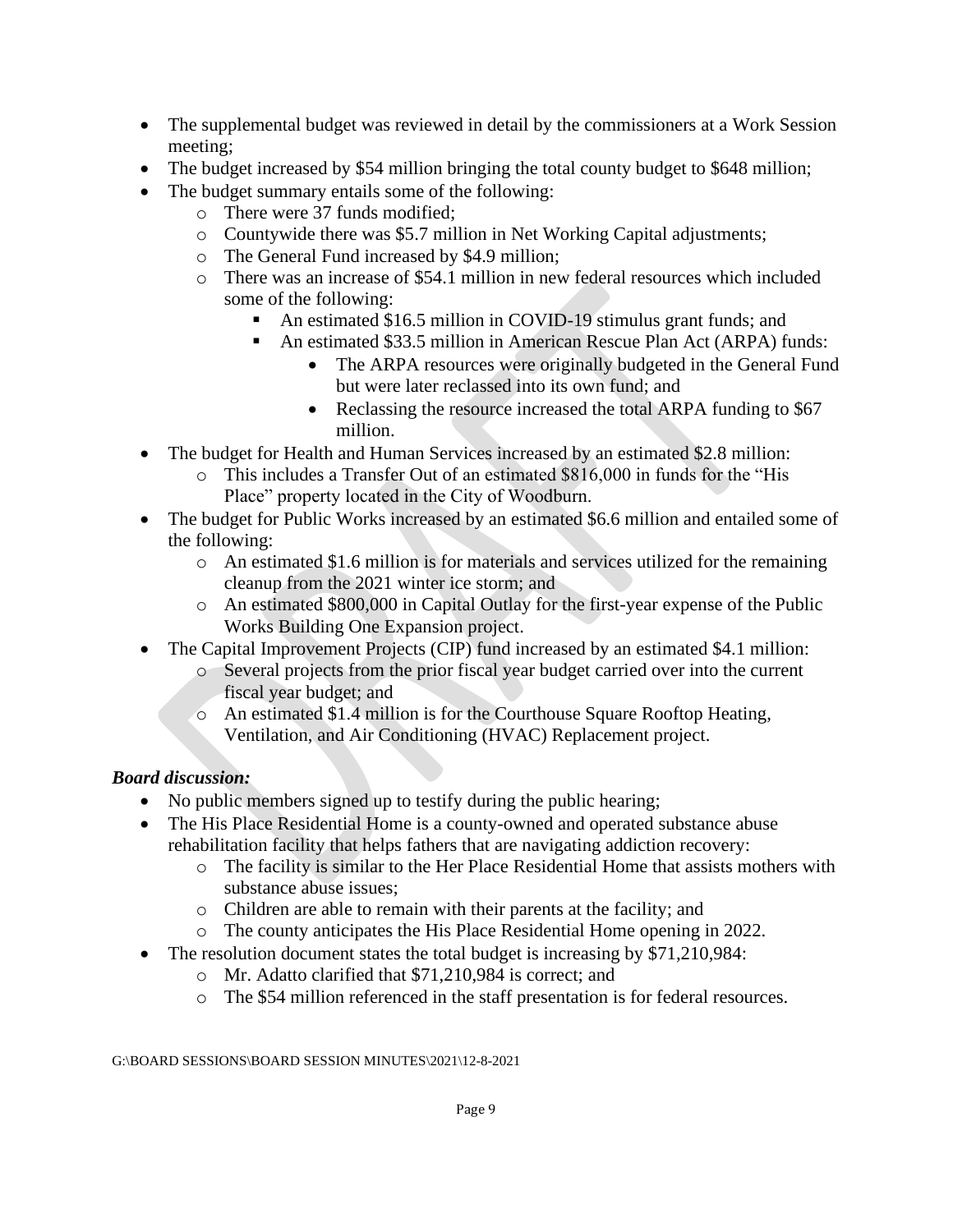- The supplemental budget was reviewed in detail by the commissioners at a Work Session meeting;
- The budget increased by $54 million bringing the total county budget to $648 million;
- The budget summary entails some of the following:
  - There were 37 funds modified;
  - Countywide there was $5.7 million in Net Working Capital adjustments;
  - The General Fund increased by $4.9 million;
  - There was an increase of $54.1 million in new federal resources which included some of the following:
    - An estimated $16.5 million in COVID-19 stimulus grant funds; and
    - An estimated $33.5 million in American Rescue Plan Act (ARPA) funds:
      - The ARPA resources were originally budgeted in the General Fund but were later reclassed into its own fund; and
      - Reclassing the resource increased the total ARPA funding to $67 million.
- The budget for Health and Human Services increased by an estimated $2.8 million:
  - This includes a Transfer Out of an estimated $816,000 in funds for the "His Place" property located in the City of Woodburn.
- The budget for Public Works increased by an estimated $6.6 million and entailed some of the following:
  - An estimated $1.6 million is for materials and services utilized for the remaining cleanup from the 2021 winter ice storm; and
  - An estimated $800,000 in Capital Outlay for the first-year expense of the Public Works Building One Expansion project.
- The Capital Improvement Projects (CIP) fund increased by an estimated $4.1 million:
  - Several projects from the prior fiscal year budget carried over into the current fiscal year budget; and
  - An estimated $1.4 million is for the Courthouse Square Rooftop Heating, Ventilation, and Air Conditioning (HVAC) Replacement project.

***Board discussion:***

- No public members signed up to testify during the public hearing;
- The His Place Residential Home is a county-owned and operated substance abuse rehabilitation facility that helps fathers that are navigating addiction recovery:
  - The facility is similar to the Her Place Residential Home that assists mothers with substance abuse issues;
  - Children are able to remain with their parents at the facility; and
  - The county anticipates the His Place Residential Home opening in 2022.
- The resolution document states the total budget is increasing by $71,210,984:
  - Mr. Adatto clarified that $71,210,984 is correct; and
  - The $54 million referenced in the staff presentation is for federal resources.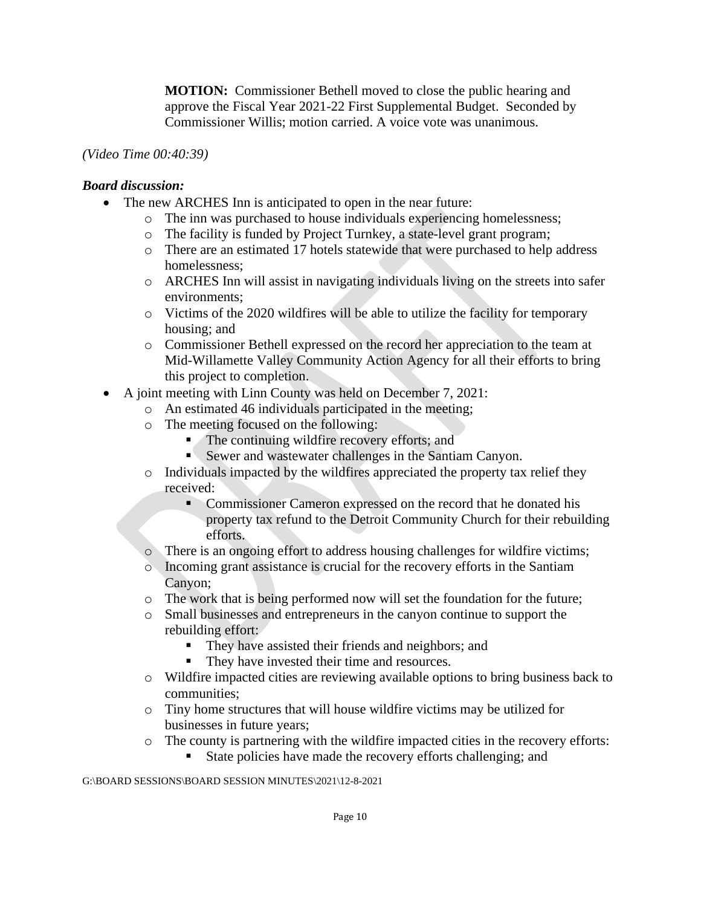**MOTION:** Commissioner Bethell moved to close the public hearing and approve the Fiscal Year 2021-22 First Supplemental Budget. Seconded by Commissioner Willis; motion carried. A voice vote was unanimous.

*(Video Time 00:40:39)*

***Board discussion:***

- The new ARCHES Inn is anticipated to open in the near future:
  - The inn was purchased to house individuals experiencing homelessness;
  - The facility is funded by Project Turnkey, a state-level grant program;
  - There are an estimated 17 hotels statewide that were purchased to help address homelessness;
  - ARCHES Inn will assist in navigating individuals living on the streets into safer environments;
  - Victims of the 2020 wildfires will be able to utilize the facility for temporary housing; and
  - Commissioner Bethell expressed on the record her appreciation to the team at Mid-Willamette Valley Community Action Agency for all their efforts to bring this project to completion.
- A joint meeting with Linn County was held on December 7, 2021:
  - An estimated 46 individuals participated in the meeting;
  - The meeting focused on the following:
    - The continuing wildfire recovery efforts; and
    - Sewer and wastewater challenges in the Santiam Canyon.
  - Individuals impacted by the wildfires appreciated the property tax relief they received:
    - Commissioner Cameron expressed on the record that he donated his property tax refund to the Detroit Community Church for their rebuilding efforts.
  - There is an ongoing effort to address housing challenges for wildfire victims;
  - Incoming grant assistance is crucial for the recovery efforts in the Santiam Canyon;
  - The work that is being performed now will set the foundation for the future;
  - Small businesses and entrepreneurs in the canyon continue to support the rebuilding effort:
    - They have assisted their friends and neighbors; and
    - They have invested their time and resources.
  - Wildfire impacted cities are reviewing available options to bring business back to communities;
  - Tiny home structures that will house wildfire victims may be utilized for businesses in future years;
  - The county is partnering with the wildfire impacted cities in the recovery efforts:
    - State policies have made the recovery efforts challenging; and

G:\BOARD SESSIONS\BOARD SESSION MINUTES\2021\12-8-2021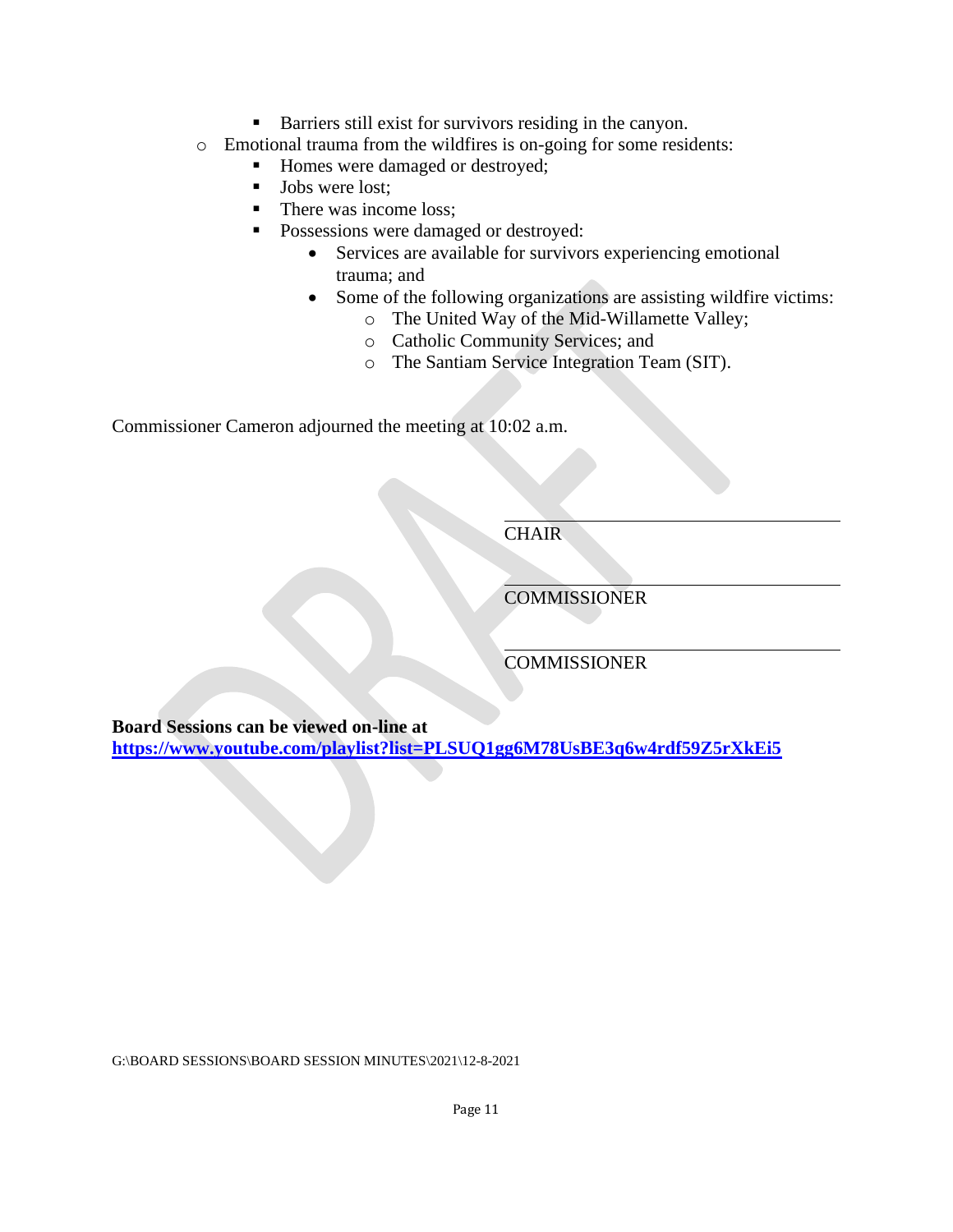- Barriers still exist for survivors residing in the canyon.
    - Emotional trauma from the wildfires is on-going for some residents:
        - Homes were damaged or destroyed;
        - Jobs were lost;
        - There was income loss;
        - Possessions were damaged or destroyed:
            - Services are available for survivors experiencing emotional trauma; and
            - Some of the following organizations are assisting wildfire victims:
                - The United Way of the Mid-Willamette Valley;
                - Catholic Community Services; and
                - The Santiam Service Integration Team (SIT).

Commissioner Cameron adjourned the meeting at 10:02 a.m.

\_\_\_\_\_\_\_\_\_\_\_\_\_\_\_\_\_\_\_\_\_\_\_\_\_\_\_\_\_\_
CHAIR

\_\_\_\_\_\_\_\_\_\_\_\_\_\_\_\_\_\_\_\_\_\_\_\_\_\_\_\_\_\_
COMMISSIONER

\_\_\_\_\_\_\_\_\_\_\_\_\_\_\_\_\_\_\_\_\_\_\_\_\_\_\_\_\_\_
COMMISSIONER

**Board Sessions can be viewed on-line at**
**https://www.youtube.com/playlist?list=PLSUQ1gg6M78UsBE3q6w4rdf59Z5rXkEi5**

G:\BOARD SESSIONS\BOARD SESSION MINUTES\2021\12-8-2021